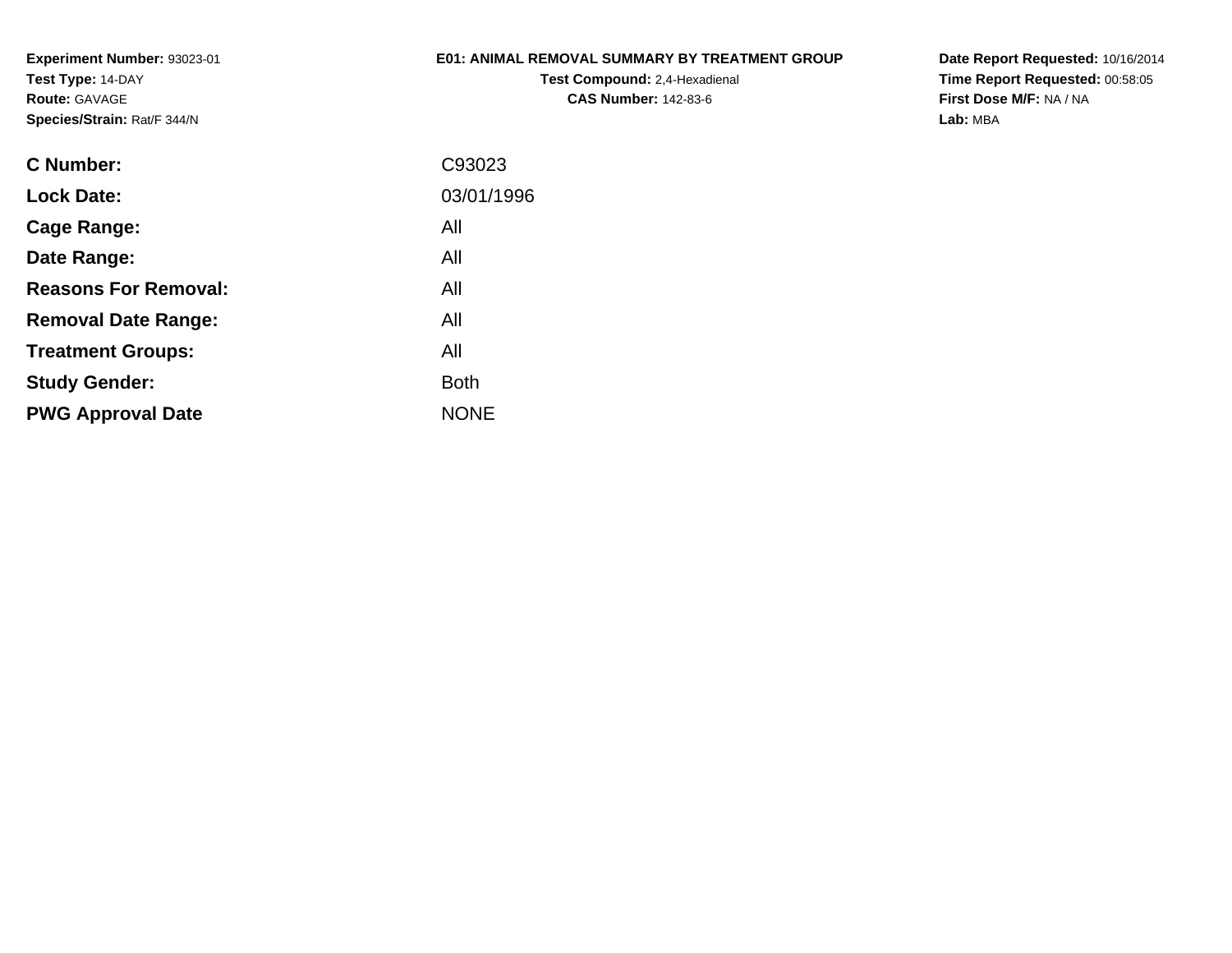**Experiment Number:** 93023-01
**Test Type:** 14-DAY
**Route:** GAVAGE
**Species/Strain:** Rat/F 344/N

**E01: ANIMAL REMOVAL SUMMARY BY TREATMENT GROUP**
**Test Compound:** 2,4-Hexadienal
**CAS Number:** 142-83-6

**Date Report Requested:** 10/16/2014
**Time Report Requested:** 00:58:05
**First Dose M/F:** NA / NA
**Lab:** MBA

| | |
|---|---|
| **C Number:** | C93023 |
| **Lock Date:** | 03/01/1996 |
| **Cage Range:** | All |
| **Date Range:** | All |
| **Reasons For Removal:** | All |
| **Removal Date Range:** | All |
| **Treatment Groups:** | All |
| **Study Gender:** | Both |
| **PWG Approval Date** | NONE |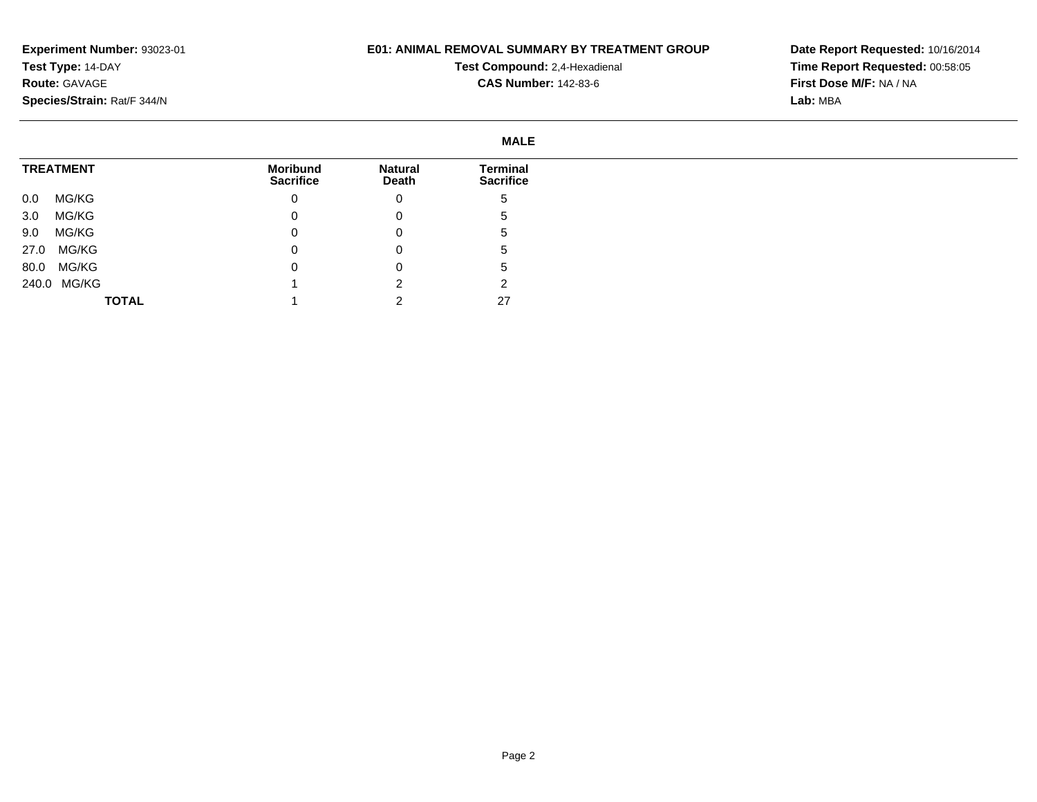**Experiment Number:** 93023-01
**Test Type:** 14-DAY
**Route:** GAVAGE
**Species/Strain:** Rat/F 344/N

**E01: ANIMAL REMOVAL SUMMARY BY TREATMENT GROUP**
**Test Compound:** 2,4-Hexadienal
**CAS Number:** 142-83-6

**Date Report Requested:** 10/16/2014
**Time Report Requested:** 00:58:05
**First Dose M/F:** NA / NA
**Lab:** MBA

**MALE**

| TREATMENT | Moribund Sacrifice | Natural Death | Terminal Sacrifice |
|---|---|---|---|
| 0.0 MG/KG | 0 | 0 | 5 |
| 3.0 MG/KG | 0 | 0 | 5 |
| 9.0 MG/KG | 0 | 0 | 5 |
| 27.0 MG/KG | 0 | 0 | 5 |
| 80.0 MG/KG | 0 | 0 | 5 |
| 240.0 MG/KG | 1 | 2 | 2 |
| **TOTAL** | 1 | 2 | 27 |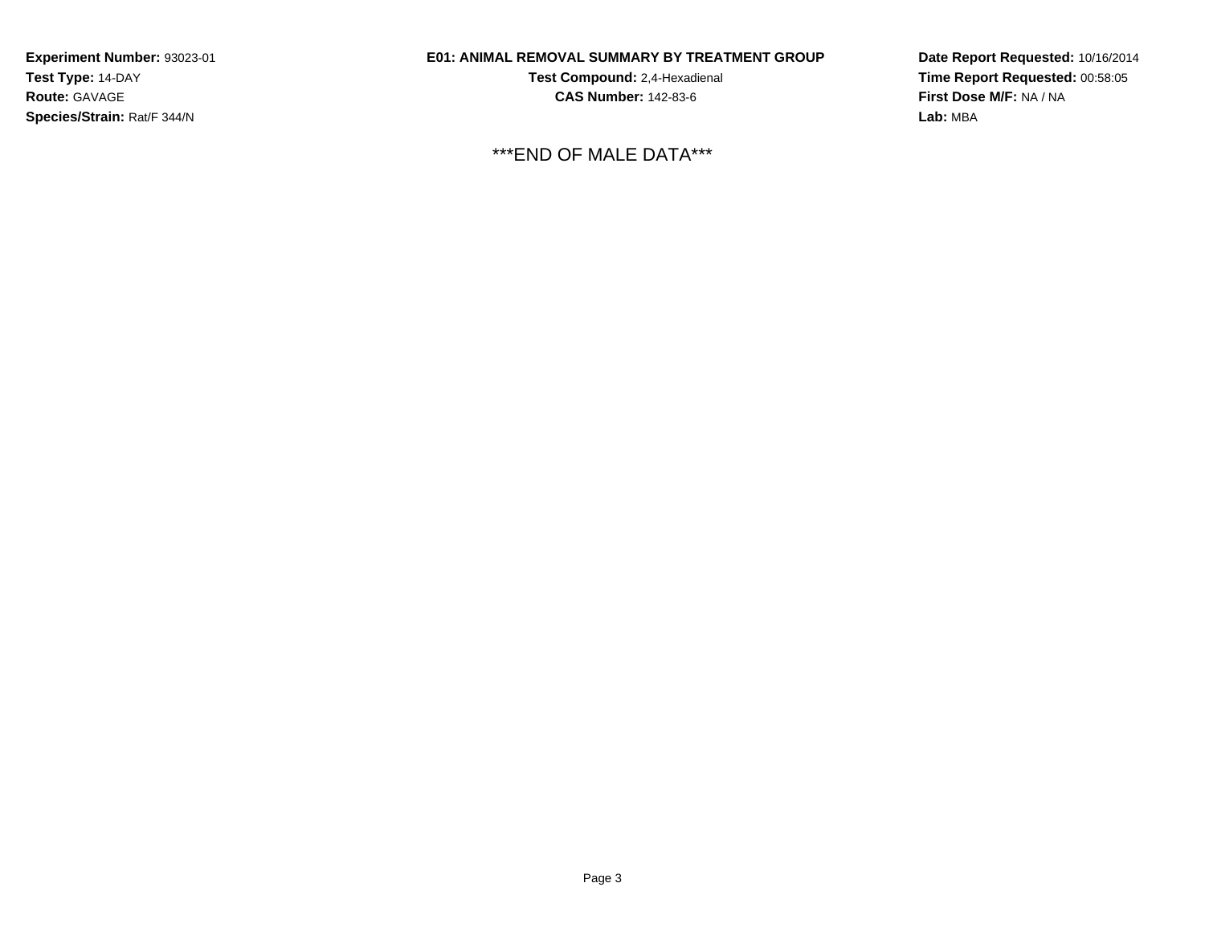**Experiment Number:** 93023-01
**Test Type:** 14-DAY
**Route:** GAVAGE
**Species/Strain:** Rat/F 344/N

**E01: ANIMAL REMOVAL SUMMARY BY TREATMENT GROUP**
**Test Compound:** 2,4-Hexadienal
**CAS Number:** 142-83-6

**Date Report Requested:** 10/16/2014
**Time Report Requested:** 00:58:05
**First Dose M/F:** NA / NA
**Lab:** MBA

***END OF MALE DATA***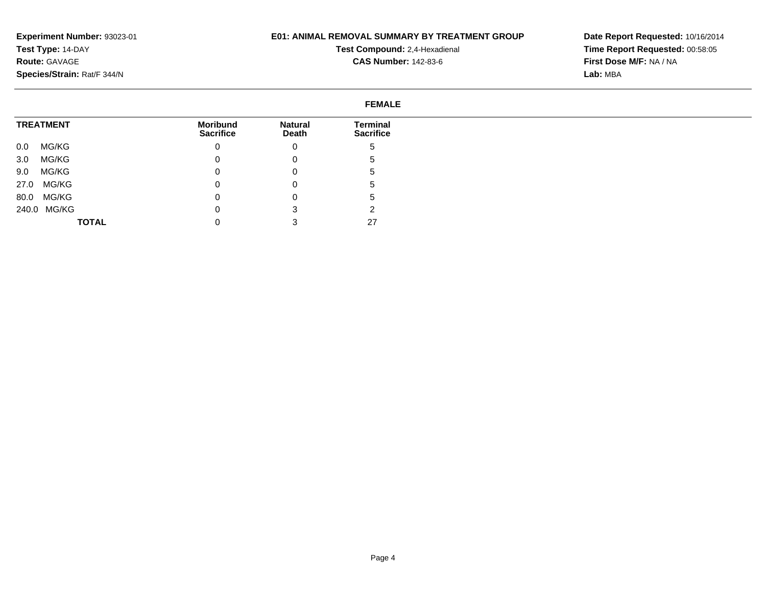**Experiment Number:** 93023-01
**Test Type:** 14-DAY
**Route:** GAVAGE
**Species/Strain:** Rat/F 344/N

**E01: ANIMAL REMOVAL SUMMARY BY TREATMENT GROUP**
**Test Compound:** 2,4-Hexadienal
**CAS Number:** 142-83-6

**Date Report Requested:** 10/16/2014
**Time Report Requested:** 00:58:05
**First Dose M/F:** NA / NA
**Lab:** MBA

**FEMALE**

| TREATMENT | Moribund Sacrifice | Natural Death | Terminal Sacrifice |
|---|---|---|---|
| 0.0 MG/KG | 0 | 0 | 5 |
| 3.0 MG/KG | 0 | 0 | 5 |
| 9.0 MG/KG | 0 | 0 | 5 |
| 27.0 MG/KG | 0 | 0 | 5 |
| 80.0 MG/KG | 0 | 0 | 5 |
| 240.0 MG/KG | 0 | 3 | 2 |
| **TOTAL** | 0 | 3 | 27 |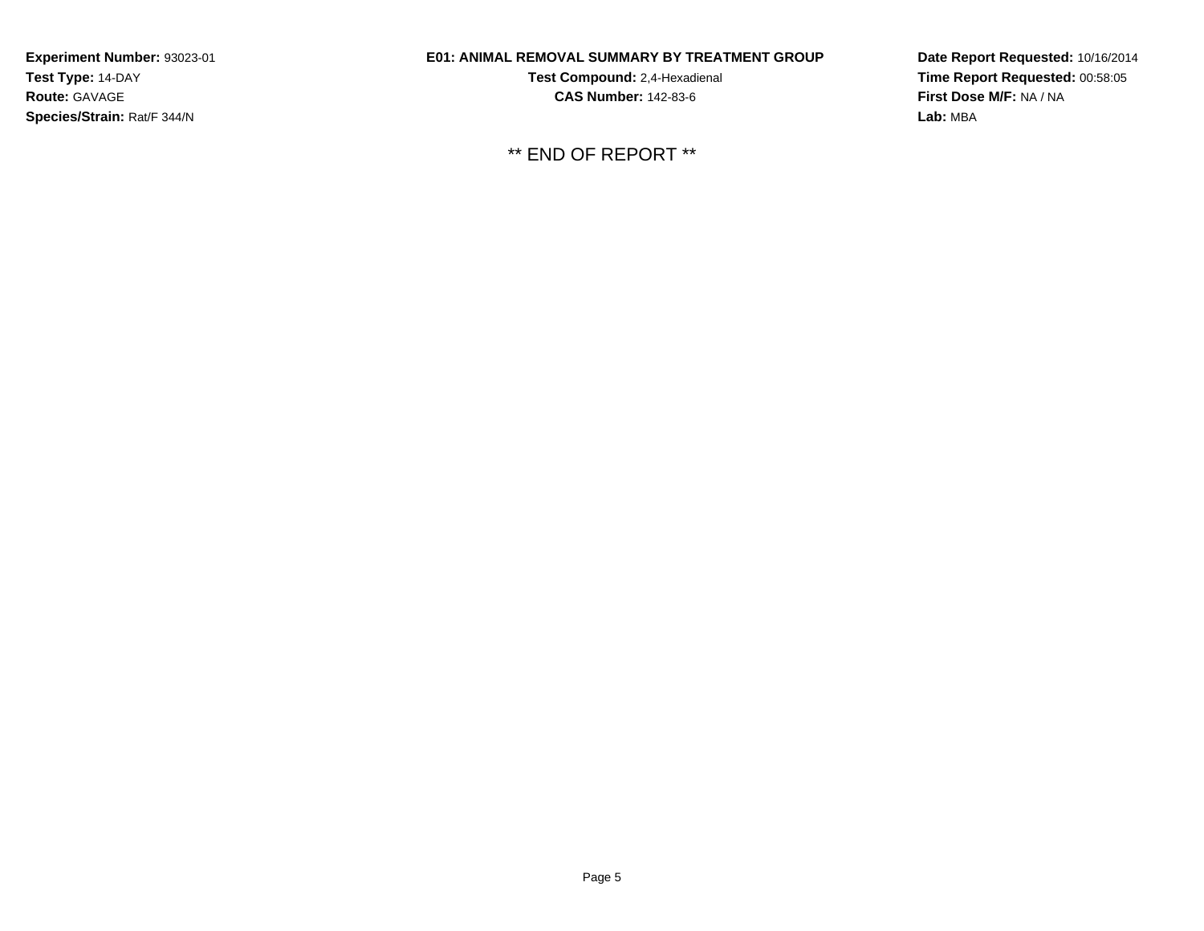**Experiment Number:** 93023-01
**Test Type:** 14-DAY
**Route:** GAVAGE
**Species/Strain:** Rat/F 344/N

**E01: ANIMAL REMOVAL SUMMARY BY TREATMENT GROUP**
**Test Compound:** 2,4-Hexadienal
**CAS Number:** 142-83-6

**Date Report Requested:** 10/16/2014
**Time Report Requested:** 00:58:05
**First Dose M/F:** NA / NA
**Lab:** MBA

** END OF REPORT **